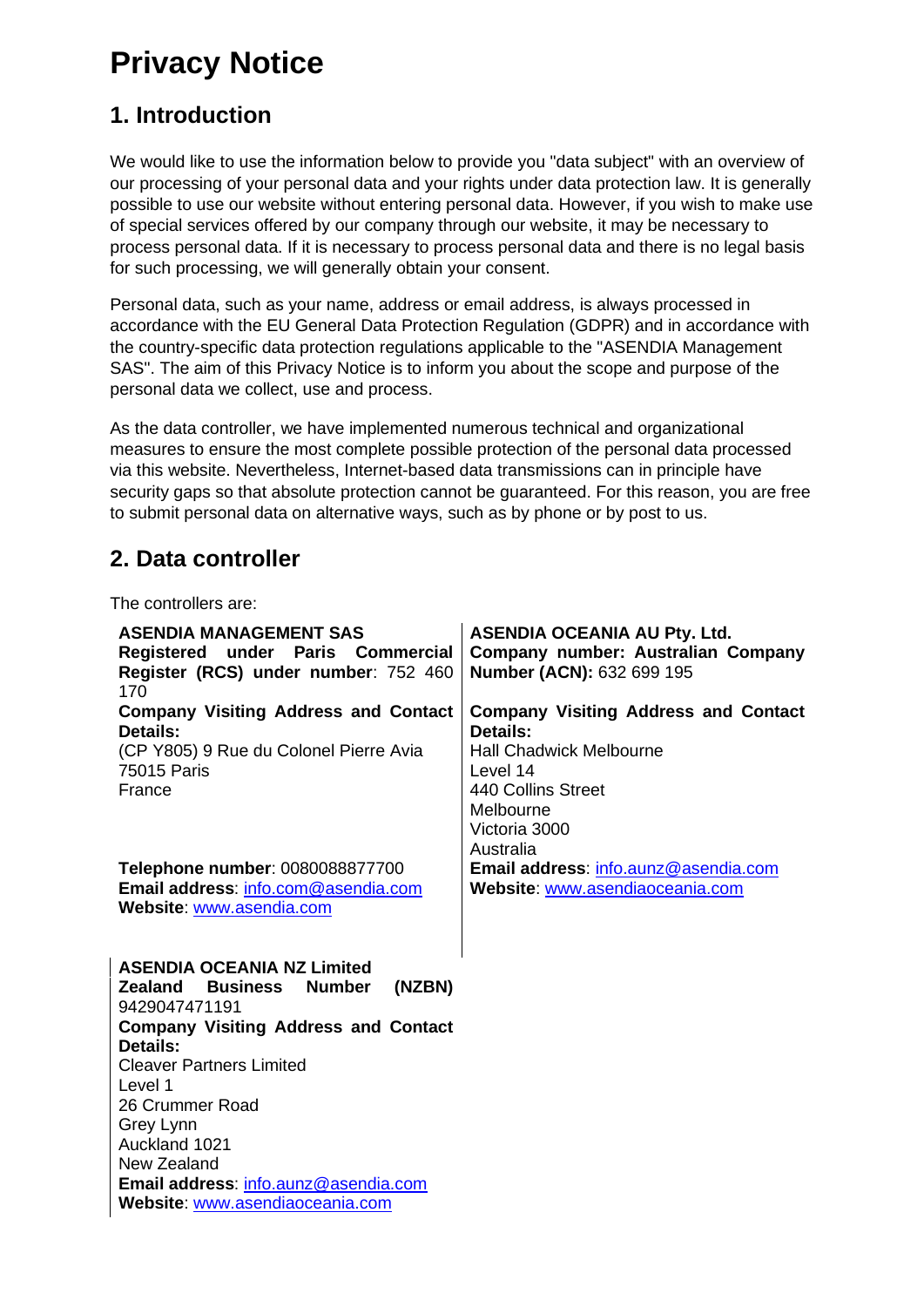# Privacy Notice

## 1. Introduction

We would like to use the information below to provide you "data subject" with an overview of our processing of your personal data and your rights under data protection law. It is generally possible to use our website without entering personal data. However, if you wish to make use of special services offered by our company through our website, it may be necessary to process personal data. If it is necessary to process personal data and there is no legal basis for such processing, we will generally obtain your consent.

Personal data, such as your name, address or email address, is always processed in accordance with the EU General Data Protection Regulation (GDPR) and in accordance with the country-specific data protection regulations applicable to the "ASENDIA Management SAS". The aim of this Privacy Notice is to inform you about the scope and purpose of the personal data we collect, use and process.

As the data controller, we have implemented numerous technical and organizational measures to ensure the most complete possible protection of the personal data processed via this website. Nevertheless, Internet-based data transmissions can in principle have security gaps so that absolute protection cannot be guaranteed. For this reason, you are free to submit personal data on alternative ways, such as by phone or by post to us.

## 2. Data controller

The controllers are:

**ASENDIA MANAGEMENT SAS**
**Registered under Paris Commercial Register (RCS) under number**: 752 460 170
**Company Visiting Address and Contact Details:**
(CP Y805) 9 Rue du Colonel Pierre Avia
75015 Paris
France

**Telephone number**: 0080088877700
**Email address**: info.com@asendia.com
**Website**: www.asendia.com

**ASENDIA OCEANIA AU Pty. Ltd.**
**Company number: Australian Company Number (ACN):** 632 699 195
**Company Visiting Address and Contact Details:**
Hall Chadwick Melbourne
Level 14
440 Collins Street
Melbourne
Victoria 3000
Australia
**Email address**: info.aunz@asendia.com
**Website**: www.asendiaoceania.com

**ASENDIA OCEANIA NZ Limited**
**Zealand Business Number (NZBN)** 9429047471191
**Company Visiting Address and Contact Details:**
Cleaver Partners Limited
Level 1
26 Crummer Road
Grey Lynn
Auckland 1021
New Zealand
**Email address**: info.aunz@asendia.com
**Website**: www.asendiaoceania.com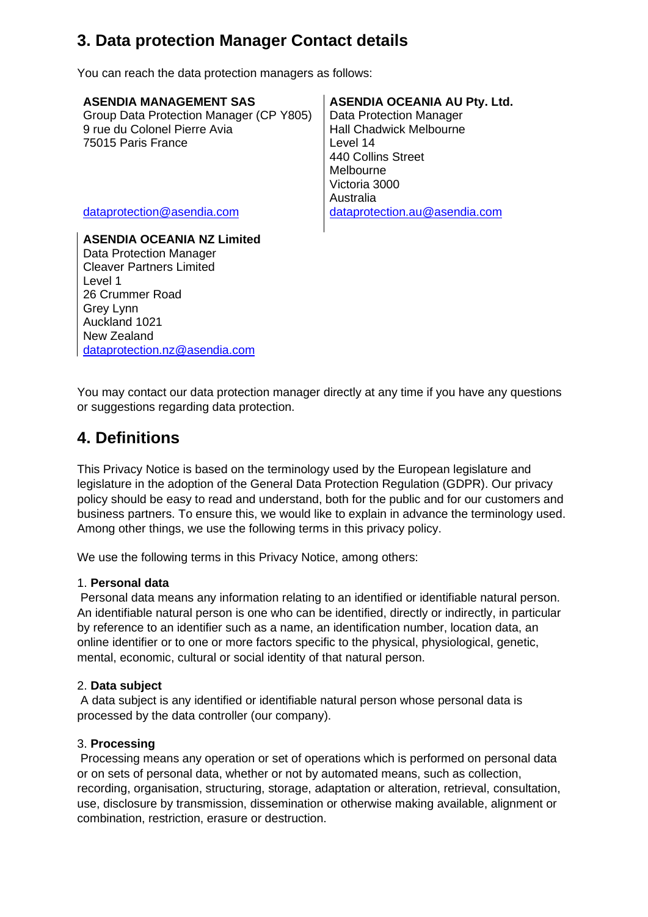## 3. Data protection Manager Contact details

You can reach the data protection managers as follows:

**ASENDIA MANAGEMENT SAS**
Group Data Protection Manager (CP Y805)
9 rue du Colonel Pierre Avia
75015 Paris France
dataprotection@asendia.com

**ASENDIA OCEANIA AU Pty. Ltd.**
Data Protection Manager
Hall Chadwick Melbourne
Level 14
440 Collins Street
Melbourne
Victoria 3000
Australia
dataprotection.au@asendia.com

**ASENDIA OCEANIA NZ Limited**
Data Protection Manager
Cleaver Partners Limited
Level 1
26 Crummer Road
Grey Lynn
Auckland 1021
New Zealand
dataprotection.nz@asendia.com

You may contact our data protection manager directly at any time if you have any questions or suggestions regarding data protection.

## 4. Definitions

This Privacy Notice is based on the terminology used by the European legislature and legislature in the adoption of the General Data Protection Regulation (GDPR). Our privacy policy should be easy to read and understand, both for the public and for our customers and business partners. To ensure this, we would like to explain in advance the terminology used. Among other things, we use the following terms in this privacy policy.

We use the following terms in this Privacy Notice, among others:

1. **Personal data**

Personal data means any information relating to an identified or identifiable natural person. An identifiable natural person is one who can be identified, directly or indirectly, in particular by reference to an identifier such as a name, an identification number, location data, an online identifier or to one or more factors specific to the physical, physiological, genetic, mental, economic, cultural or social identity of that natural person.

2. **Data subject**

A data subject is any identified or identifiable natural person whose personal data is processed by the data controller (our company).

3. **Processing**

Processing means any operation or set of operations which is performed on personal data or on sets of personal data, whether or not by automated means, such as collection, recording, organisation, structuring, storage, adaptation or alteration, retrieval, consultation, use, disclosure by transmission, dissemination or otherwise making available, alignment or combination, restriction, erasure or destruction.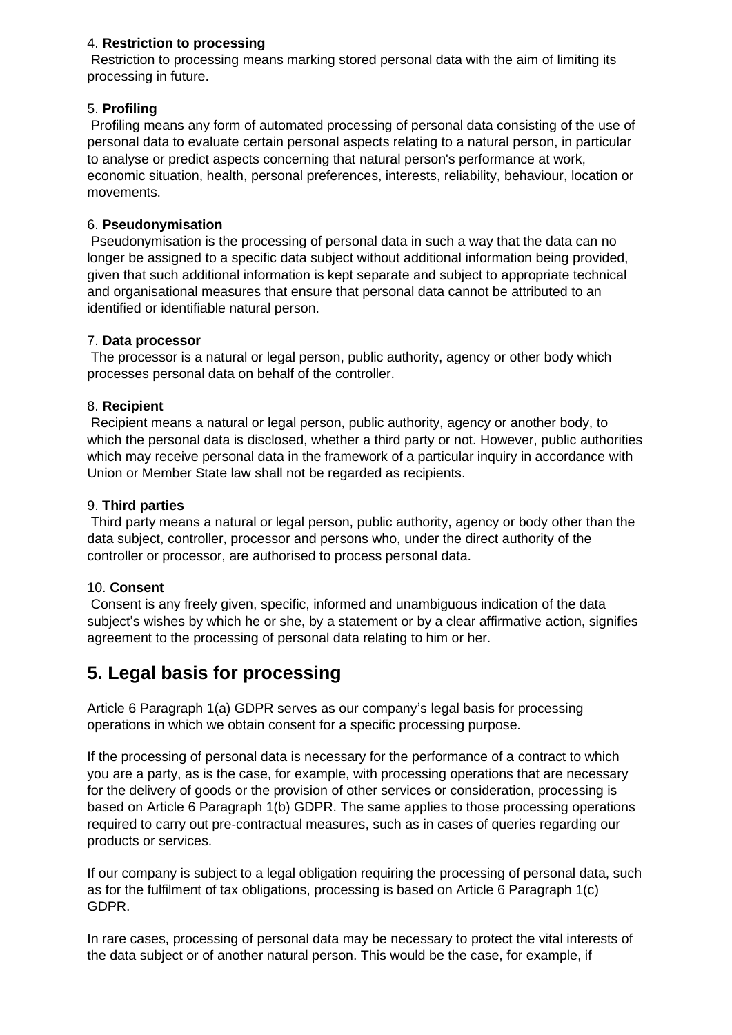4. **Restriction to processing**

Restriction to processing means marking stored personal data with the aim of limiting its processing in future.

5. **Profiling**

Profiling means any form of automated processing of personal data consisting of the use of personal data to evaluate certain personal aspects relating to a natural person, in particular to analyse or predict aspects concerning that natural person's performance at work, economic situation, health, personal preferences, interests, reliability, behaviour, location or movements.

6. **Pseudonymisation**

Pseudonymisation is the processing of personal data in such a way that the data can no longer be assigned to a specific data subject without additional information being provided, given that such additional information is kept separate and subject to appropriate technical and organisational measures that ensure that personal data cannot be attributed to an identified or identifiable natural person.

7. **Data processor**

The processor is a natural or legal person, public authority, agency or other body which processes personal data on behalf of the controller.

8. **Recipient**

Recipient means a natural or legal person, public authority, agency or another body, to which the personal data is disclosed, whether a third party or not. However, public authorities which may receive personal data in the framework of a particular inquiry in accordance with Union or Member State law shall not be regarded as recipients.

9. **Third parties**

Third party means a natural or legal person, public authority, agency or body other than the data subject, controller, processor and persons who, under the direct authority of the controller or processor, are authorised to process personal data.

10. **Consent**

Consent is any freely given, specific, informed and unambiguous indication of the data subject's wishes by which he or she, by a statement or by a clear affirmative action, signifies agreement to the processing of personal data relating to him or her.

## 5. Legal basis for processing

Article 6 Paragraph 1(a) GDPR serves as our company's legal basis for processing operations in which we obtain consent for a specific processing purpose.

If the processing of personal data is necessary for the performance of a contract to which you are a party, as is the case, for example, with processing operations that are necessary for the delivery of goods or the provision of other services or consideration, processing is based on Article 6 Paragraph 1(b) GDPR. The same applies to those processing operations required to carry out pre-contractual measures, such as in cases of queries regarding our products or services.

If our company is subject to a legal obligation requiring the processing of personal data, such as for the fulfilment of tax obligations, processing is based on Article 6 Paragraph 1(c) GDPR.

In rare cases, processing of personal data may be necessary to protect the vital interests of the data subject or of another natural person. This would be the case, for example, if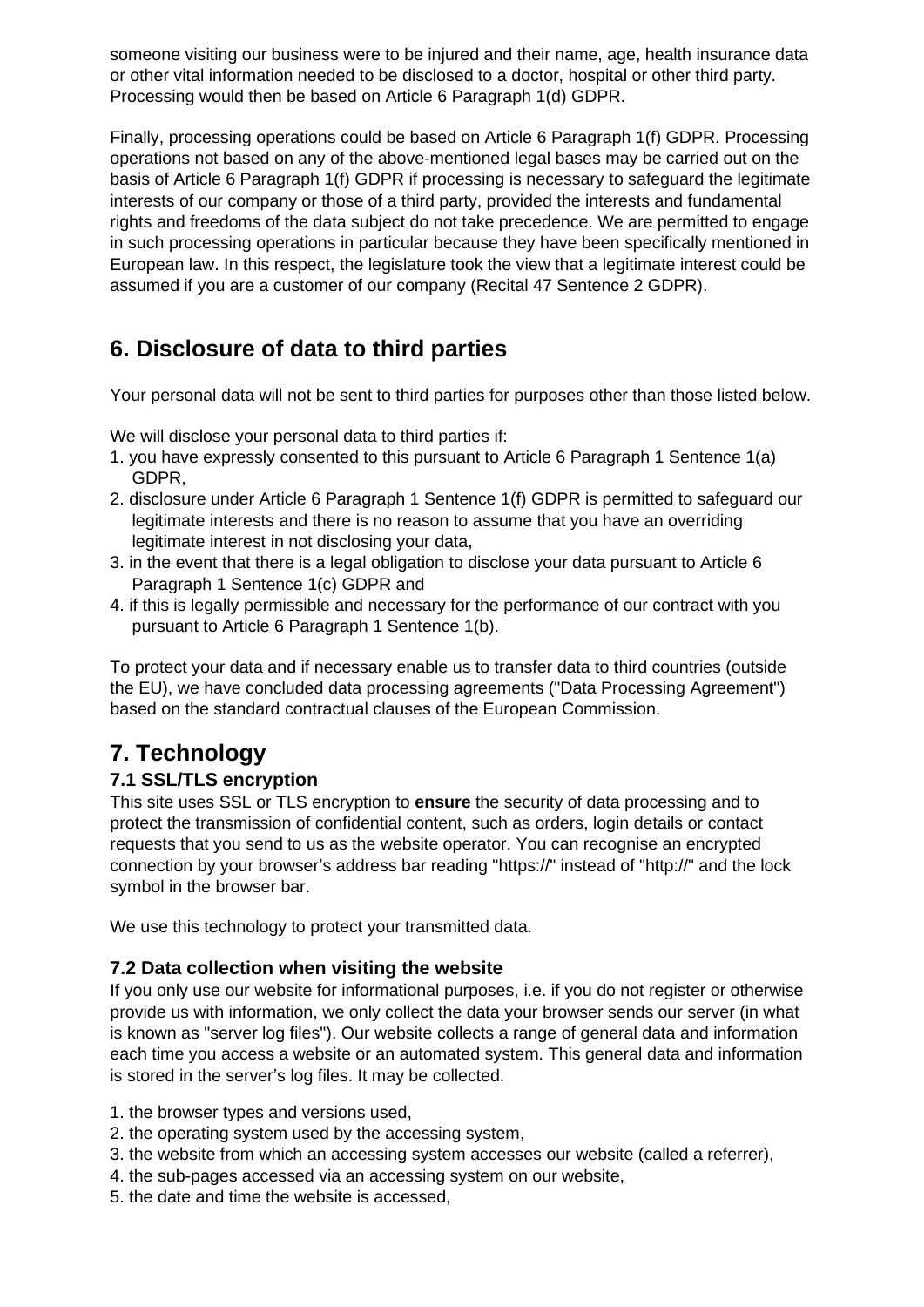someone visiting our business were to be injured and their name, age, health insurance data or other vital information needed to be disclosed to a doctor, hospital or other third party. Processing would then be based on Article 6 Paragraph 1(d) GDPR.

Finally, processing operations could be based on Article 6 Paragraph 1(f) GDPR. Processing operations not based on any of the above-mentioned legal bases may be carried out on the basis of Article 6 Paragraph 1(f) GDPR if processing is necessary to safeguard the legitimate interests of our company or those of a third party, provided the interests and fundamental rights and freedoms of the data subject do not take precedence. We are permitted to engage in such processing operations in particular because they have been specifically mentioned in European law. In this respect, the legislature took the view that a legitimate interest could be assumed if you are a customer of our company (Recital 47 Sentence 2 GDPR).

## 6. Disclosure of data to third parties

Your personal data will not be sent to third parties for purposes other than those listed below.

We will disclose your personal data to third parties if:

1. you have expressly consented to this pursuant to Article 6 Paragraph 1 Sentence 1(a) GDPR,
2. disclosure under Article 6 Paragraph 1 Sentence 1(f) GDPR is permitted to safeguard our legitimate interests and there is no reason to assume that you have an overriding legitimate interest in not disclosing your data,
3. in the event that there is a legal obligation to disclose your data pursuant to Article 6 Paragraph 1 Sentence 1(c) GDPR and
4. if this is legally permissible and necessary for the performance of our contract with you pursuant to Article 6 Paragraph 1 Sentence 1(b).

To protect your data and if necessary enable us to transfer data to third countries (outside the EU), we have concluded data processing agreements ("Data Processing Agreement") based on the standard contractual clauses of the European Commission.

## 7. Technology

### 7.1 SSL/TLS encryption

This site uses SSL or TLS encryption to **ensure** the security of data processing and to protect the transmission of confidential content, such as orders, login details or contact requests that you send to us as the website operator. You can recognise an encrypted connection by your browser's address bar reading "https://" instead of "http://" and the lock symbol in the browser bar.

We use this technology to protect your transmitted data.

### 7.2 Data collection when visiting the website

If you only use our website for informational purposes, i.e. if you do not register or otherwise provide us with information, we only collect the data your browser sends our server (in what is known as "server log files"). Our website collects a range of general data and information each time you access a website or an automated system. This general data and information is stored in the server's log files. It may be collected.

1. the browser types and versions used,
2. the operating system used by the accessing system,
3. the website from which an accessing system accesses our website (called a referrer),
4. the sub-pages accessed via an accessing system on our website,
5. the date and time the website is accessed,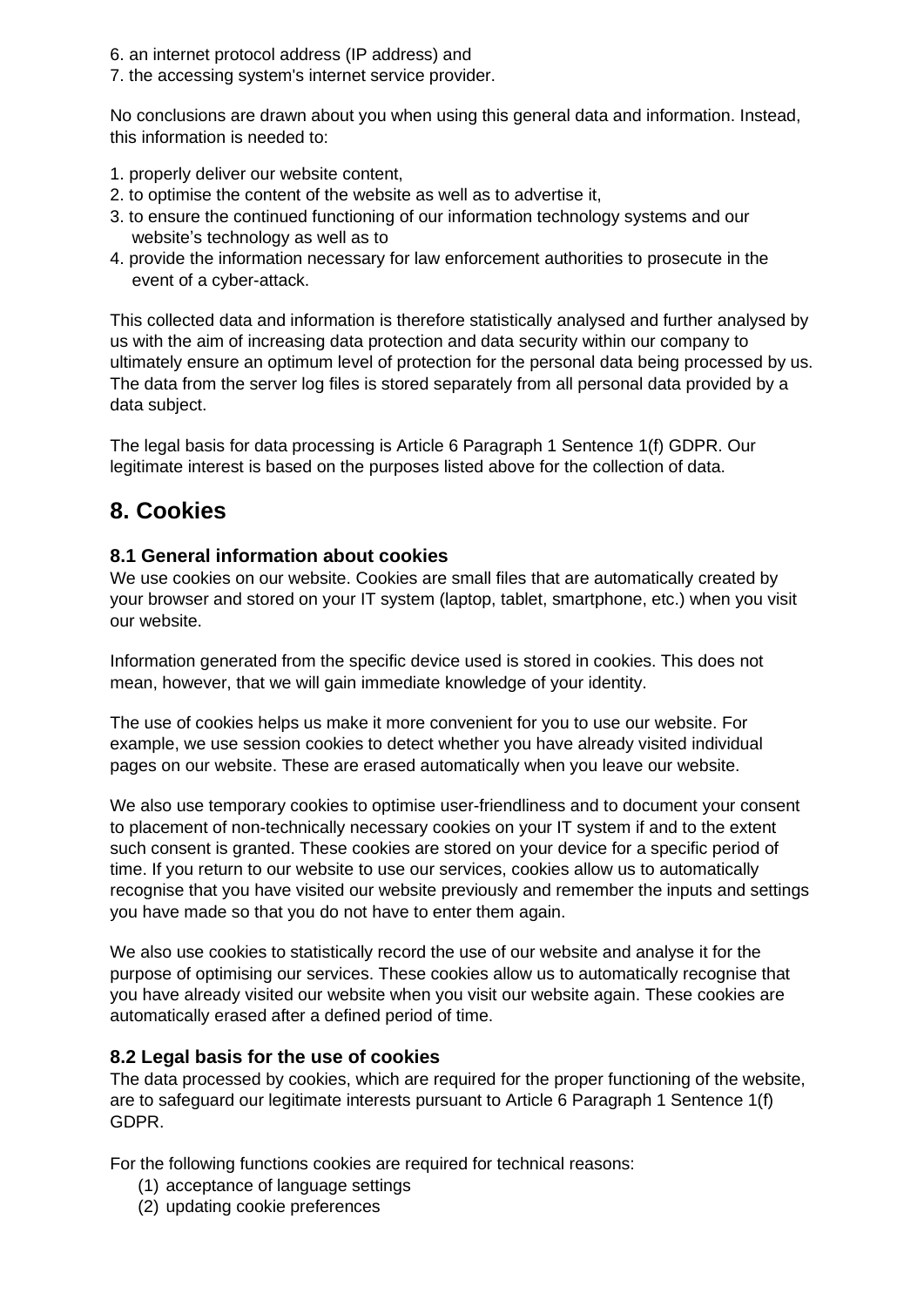6. an internet protocol address (IP address) and
7. the accessing system's internet service provider.

No conclusions are drawn about you when using this general data and information. Instead, this information is needed to:

1. properly deliver our website content,
2. to optimise the content of the website as well as to advertise it,
3. to ensure the continued functioning of our information technology systems and our website's technology as well as to
4. provide the information necessary for law enforcement authorities to prosecute in the event of a cyber-attack.

This collected data and information is therefore statistically analysed and further analysed by us with the aim of increasing data protection and data security within our company to ultimately ensure an optimum level of protection for the personal data being processed by us. The data from the server log files is stored separately from all personal data provided by a data subject.

The legal basis for data processing is Article 6 Paragraph 1 Sentence 1(f) GDPR. Our legitimate interest is based on the purposes listed above for the collection of data.

## 8. Cookies

### 8.1 General information about cookies

We use cookies on our website. Cookies are small files that are automatically created by your browser and stored on your IT system (laptop, tablet, smartphone, etc.) when you visit our website.

Information generated from the specific device used is stored in cookies. This does not mean, however, that we will gain immediate knowledge of your identity.

The use of cookies helps us make it more convenient for you to use our website. For example, we use session cookies to detect whether you have already visited individual pages on our website. These are erased automatically when you leave our website.

We also use temporary cookies to optimise user-friendliness and to document your consent to placement of non-technically necessary cookies on your IT system if and to the extent such consent is granted. These cookies are stored on your device for a specific period of time. If you return to our website to use our services, cookies allow us to automatically recognise that you have visited our website previously and remember the inputs and settings you have made so that you do not have to enter them again.

We also use cookies to statistically record the use of our website and analyse it for the purpose of optimising our services. These cookies allow us to automatically recognise that you have already visited our website when you visit our website again. These cookies are automatically erased after a defined period of time.

### 8.2 Legal basis for the use of cookies

The data processed by cookies, which are required for the proper functioning of the website, are to safeguard our legitimate interests pursuant to Article 6 Paragraph 1 Sentence 1(f) GDPR.

For the following functions cookies are required for technical reasons:

(1) acceptance of language settings
(2) updating cookie preferences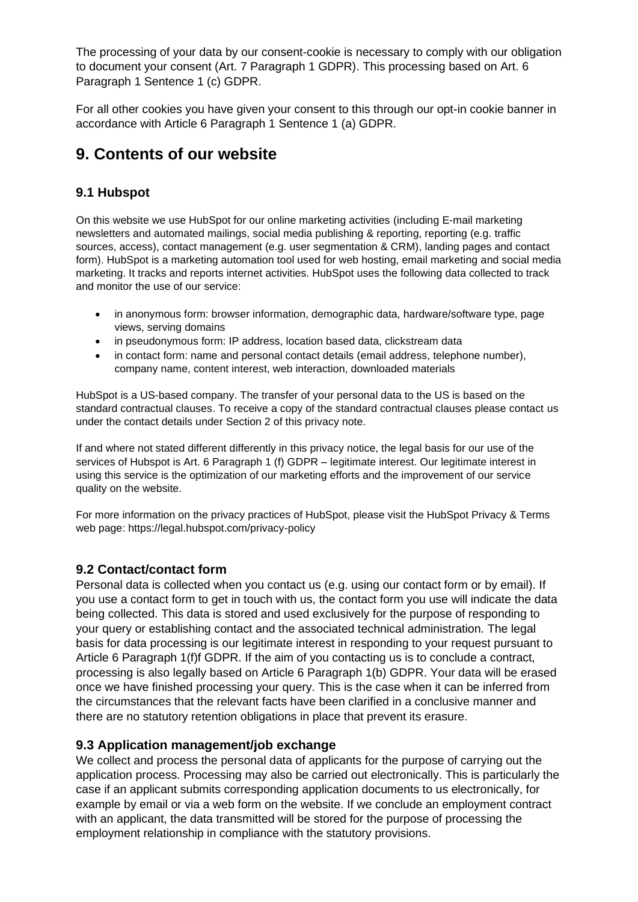The processing of your data by our consent-cookie is necessary to comply with our obligation to document your consent (Art. 7 Paragraph 1 GDPR). This processing based on Art. 6 Paragraph 1 Sentence 1 (c) GDPR.

For all other cookies you have given your consent to this through our opt-in cookie banner in accordance with Article 6 Paragraph 1 Sentence 1 (a) GDPR.

## 9. Contents of our website

### 9.1 Hubspot

On this website we use HubSpot for our online marketing activities (including E-mail marketing newsletters and automated mailings, social media publishing & reporting, reporting (e.g. traffic sources, access), contact management (e.g. user segmentation & CRM), landing pages and contact form). HubSpot is a marketing automation tool used for web hosting, email marketing and social media marketing. It tracks and reports internet activities. HubSpot uses the following data collected to track and monitor the use of our service:

- in anonymous form: browser information, demographic data, hardware/software type, page views, serving domains
- in pseudonymous form: IP address, location based data, clickstream data
- in contact form: name and personal contact details (email address, telephone number), company name, content interest, web interaction, downloaded materials

HubSpot is a US-based company. The transfer of your personal data to the US is based on the standard contractual clauses. To receive a copy of the standard contractual clauses please contact us under the contact details under Section 2 of this privacy note.

If and where not stated different differently in this privacy notice, the legal basis for our use of the services of Hubspot is Art. 6 Paragraph 1 (f) GDPR – legitimate interest. Our legitimate interest in using this service is the optimization of our marketing efforts and the improvement of our service quality on the website.

For more information on the privacy practices of HubSpot, please visit the HubSpot Privacy & Terms web page: https://legal.hubspot.com/privacy-policy

### 9.2 Contact/contact form

Personal data is collected when you contact us (e.g. using our contact form or by email). If you use a contact form to get in touch with us, the contact form you use will indicate the data being collected. This data is stored and used exclusively for the purpose of responding to your query or establishing contact and the associated technical administration. The legal basis for data processing is our legitimate interest in responding to your request pursuant to Article 6 Paragraph 1(f)f GDPR. If the aim of you contacting us is to conclude a contract, processing is also legally based on Article 6 Paragraph 1(b) GDPR. Your data will be erased once we have finished processing your query. This is the case when it can be inferred from the circumstances that the relevant facts have been clarified in a conclusive manner and there are no statutory retention obligations in place that prevent its erasure.

### 9.3 Application management/job exchange

We collect and process the personal data of applicants for the purpose of carrying out the application process. Processing may also be carried out electronically. This is particularly the case if an applicant submits corresponding application documents to us electronically, for example by email or via a web form on the website. If we conclude an employment contract with an applicant, the data transmitted will be stored for the purpose of processing the employment relationship in compliance with the statutory provisions.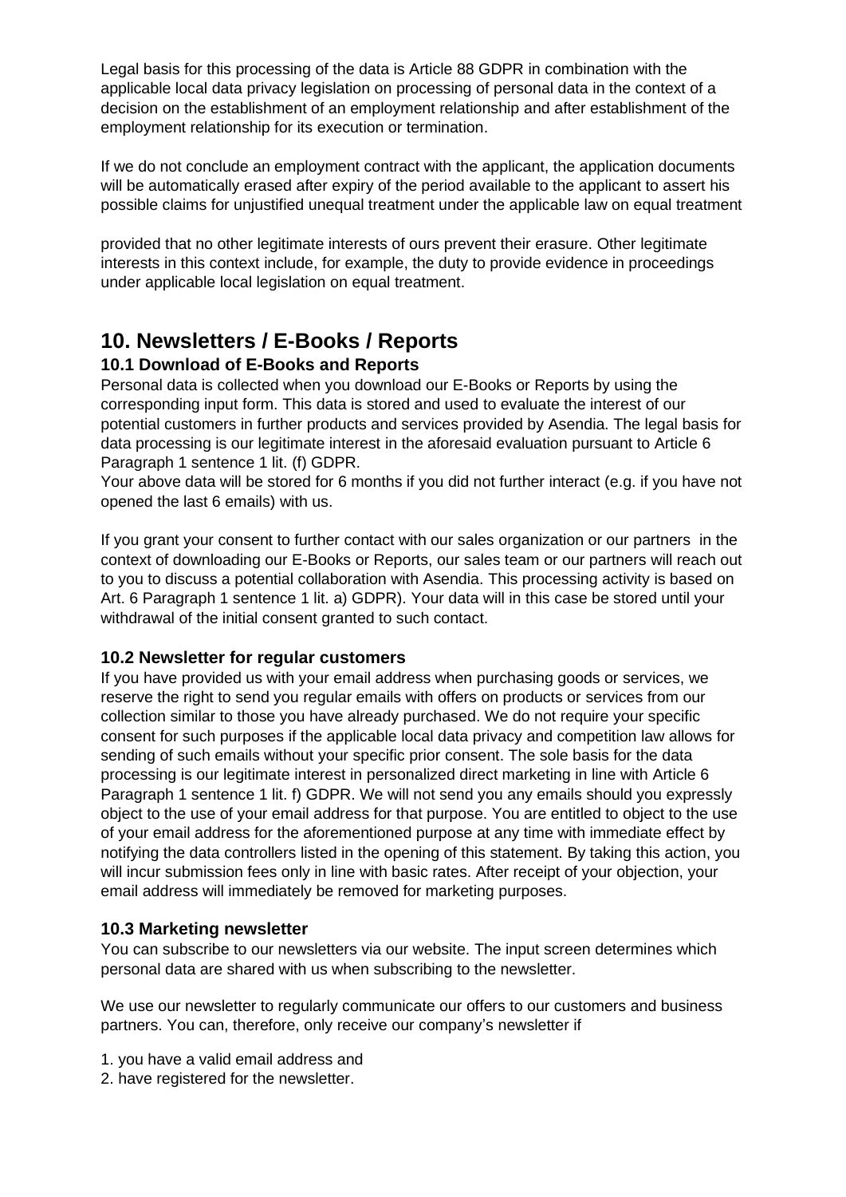Legal basis for this processing of the data is Article 88 GDPR in combination with the applicable local data privacy legislation on processing of personal data in the context of a decision on the establishment of an employment relationship and after establishment of the employment relationship for its execution or termination.

If we do not conclude an employment contract with the applicant, the application documents will be automatically erased after expiry of the period available to the applicant to assert his possible claims for unjustified unequal treatment under the applicable law on equal treatment

provided that no other legitimate interests of ours prevent their erasure. Other legitimate interests in this context include, for example, the duty to provide evidence in proceedings under applicable local legislation on equal treatment.

# 10. Newsletters / E-Books / Reports

### 10.1 Download of E-Books and Reports

Personal data is collected when you download our E-Books or Reports by using the corresponding input form. This data is stored and used to evaluate the interest of our potential customers in further products and services provided by Asendia. The legal basis for data processing is our legitimate interest in the aforesaid evaluation pursuant to Article 6 Paragraph 1 sentence 1 lit. (f) GDPR.
Your above data will be stored for 6 months if you did not further interact (e.g. if you have not opened the last 6 emails) with us.

If you grant your consent to further contact with our sales organization or our partners in the context of downloading our E-Books or Reports, our sales team or our partners will reach out to you to discuss a potential collaboration with Asendia. This processing activity is based on Art. 6 Paragraph 1 sentence 1 lit. a) GDPR). Your data will in this case be stored until your withdrawal of the initial consent granted to such contact.

### 10.2 Newsletter for regular customers

If you have provided us with your email address when purchasing goods or services, we reserve the right to send you regular emails with offers on products or services from our collection similar to those you have already purchased. We do not require your specific consent for such purposes if the applicable local data privacy and competition law allows for sending of such emails without your specific prior consent. The sole basis for the data processing is our legitimate interest in personalized direct marketing in line with Article 6 Paragraph 1 sentence 1 lit. f) GDPR. We will not send you any emails should you expressly object to the use of your email address for that purpose. You are entitled to object to the use of your email address for the aforementioned purpose at any time with immediate effect by notifying the data controllers listed in the opening of this statement. By taking this action, you will incur submission fees only in line with basic rates. After receipt of your objection, your email address will immediately be removed for marketing purposes.

### 10.3 Marketing newsletter

You can subscribe to our newsletters via our website. The input screen determines which personal data are shared with us when subscribing to the newsletter.

We use our newsletter to regularly communicate our offers to our customers and business partners. You can, therefore, only receive our company's newsletter if

1. you have a valid email address and
2. have registered for the newsletter.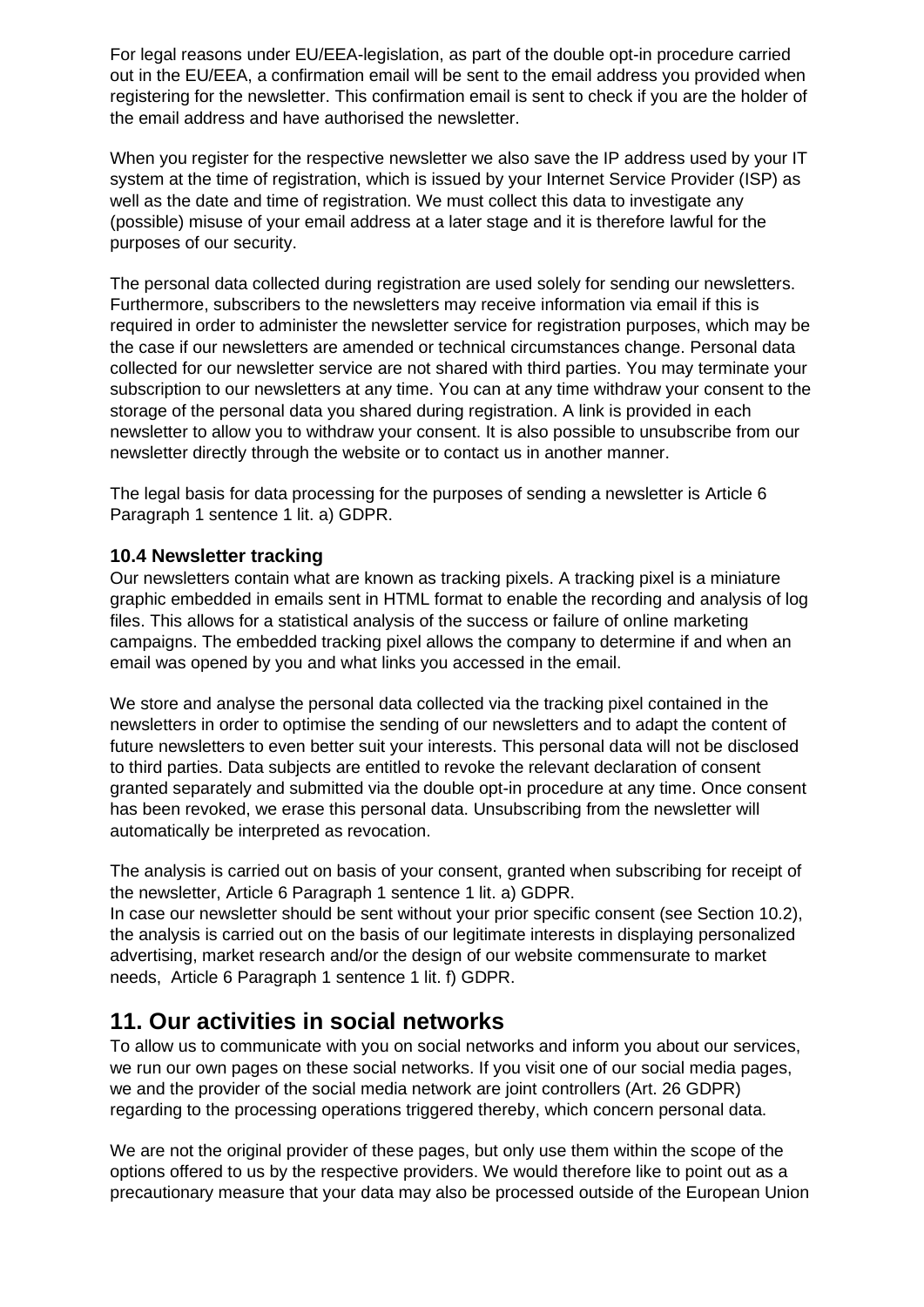For legal reasons under EU/EEA-legislation, as part of the double opt-in procedure carried out in the EU/EEA, a confirmation email will be sent to the email address you provided when registering for the newsletter. This confirmation email is sent to check if you are the holder of the email address and have authorised the newsletter.

When you register for the respective newsletter we also save the IP address used by your IT system at the time of registration, which is issued by your Internet Service Provider (ISP) as well as the date and time of registration. We must collect this data to investigate any (possible) misuse of your email address at a later stage and it is therefore lawful for the purposes of our security.

The personal data collected during registration are used solely for sending our newsletters. Furthermore, subscribers to the newsletters may receive information via email if this is required in order to administer the newsletter service for registration purposes, which may be the case if our newsletters are amended or technical circumstances change. Personal data collected for our newsletter service are not shared with third parties. You may terminate your subscription to our newsletters at any time. You can at any time withdraw your consent to the storage of the personal data you shared during registration. A link is provided in each newsletter to allow you to withdraw your consent. It is also possible to unsubscribe from our newsletter directly through the website or to contact us in another manner.

The legal basis for data processing for the purposes of sending a newsletter is Article 6 Paragraph 1 sentence 1 lit. a) GDPR.

### 10.4 Newsletter tracking

Our newsletters contain what are known as tracking pixels. A tracking pixel is a miniature graphic embedded in emails sent in HTML format to enable the recording and analysis of log files. This allows for a statistical analysis of the success or failure of online marketing campaigns. The embedded tracking pixel allows the company to determine if and when an email was opened by you and what links you accessed in the email.

We store and analyse the personal data collected via the tracking pixel contained in the newsletters in order to optimise the sending of our newsletters and to adapt the content of future newsletters to even better suit your interests. This personal data will not be disclosed to third parties. Data subjects are entitled to revoke the relevant declaration of consent granted separately and submitted via the double opt-in procedure at any time. Once consent has been revoked, we erase this personal data. Unsubscribing from the newsletter will automatically be interpreted as revocation.

The analysis is carried out on basis of your consent, granted when subscribing for receipt of the newsletter, Article 6 Paragraph 1 sentence 1 lit. a) GDPR.
In case our newsletter should be sent without your prior specific consent (see Section 10.2), the analysis is carried out on the basis of our legitimate interests in displaying personalized advertising, market research and/or the design of our website commensurate to market needs, Article 6 Paragraph 1 sentence 1 lit. f) GDPR.

## 11. Our activities in social networks

To allow us to communicate with you on social networks and inform you about our services, we run our own pages on these social networks. If you visit one of our social media pages, we and the provider of the social media network are joint controllers (Art. 26 GDPR) regarding to the processing operations triggered thereby, which concern personal data.

We are not the original provider of these pages, but only use them within the scope of the options offered to us by the respective providers. We would therefore like to point out as a precautionary measure that your data may also be processed outside of the European Union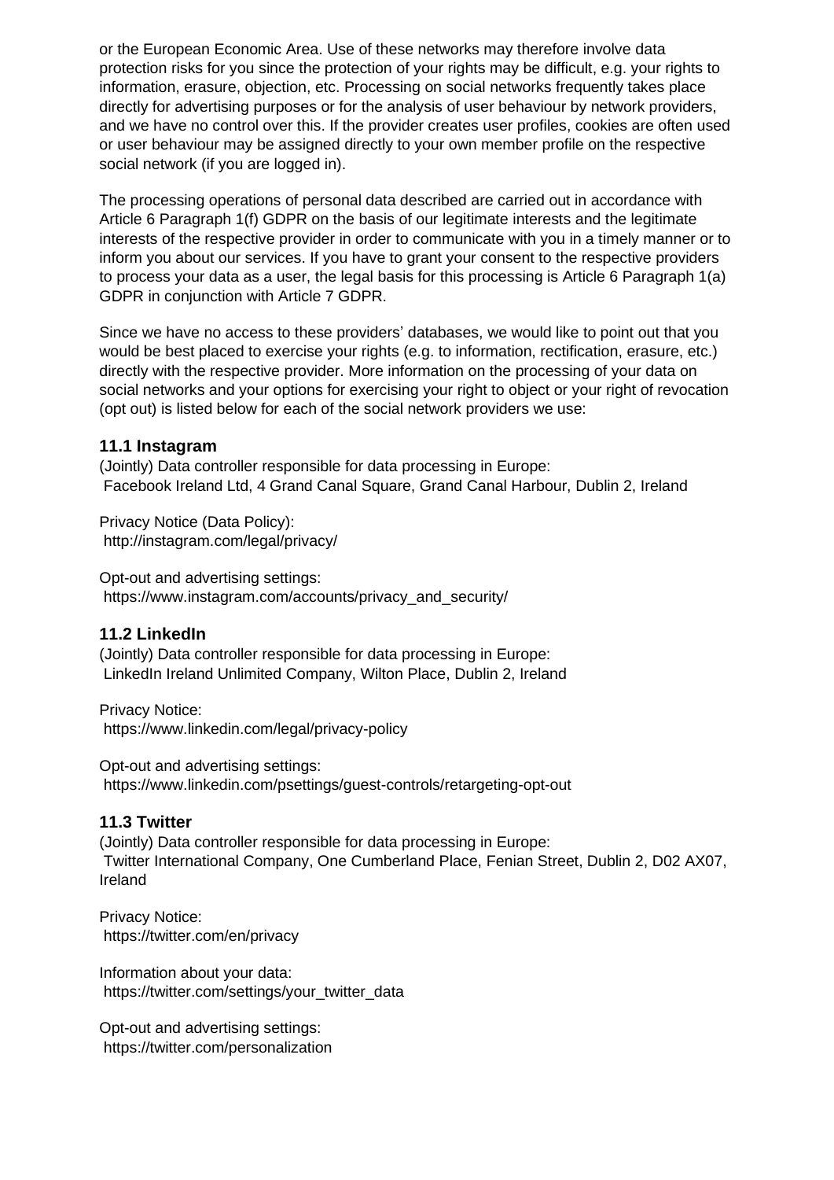or the European Economic Area. Use of these networks may therefore involve data protection risks for you since the protection of your rights may be difficult, e.g. your rights to information, erasure, objection, etc. Processing on social networks frequently takes place directly for advertising purposes or for the analysis of user behaviour by network providers, and we have no control over this. If the provider creates user profiles, cookies are often used or user behaviour may be assigned directly to your own member profile on the respective social network (if you are logged in).

The processing operations of personal data described are carried out in accordance with Article 6 Paragraph 1(f) GDPR on the basis of our legitimate interests and the legitimate interests of the respective provider in order to communicate with you in a timely manner or to inform you about our services. If you have to grant your consent to the respective providers to process your data as a user, the legal basis for this processing is Article 6 Paragraph 1(a) GDPR in conjunction with Article 7 GDPR.

Since we have no access to these providers' databases, we would like to point out that you would be best placed to exercise your rights (e.g. to information, rectification, erasure, etc.) directly with the respective provider. More information on the processing of your data on social networks and your options for exercising your right to object or your right of revocation (opt out) is listed below for each of the social network providers we use:

### 11.1 Instagram

(Jointly) Data controller responsible for data processing in Europe:
Facebook Ireland Ltd, 4 Grand Canal Square, Grand Canal Harbour, Dublin 2, Ireland

Privacy Notice (Data Policy):
http://instagram.com/legal/privacy/

Opt-out and advertising settings:
https://www.instagram.com/accounts/privacy_and_security/

### 11.2 LinkedIn

(Jointly) Data controller responsible for data processing in Europe:
LinkedIn Ireland Unlimited Company, Wilton Place, Dublin 2, Ireland

Privacy Notice:
https://www.linkedin.com/legal/privacy-policy

Opt-out and advertising settings:
https://www.linkedin.com/psettings/guest-controls/retargeting-opt-out

### 11.3 Twitter

(Jointly) Data controller responsible for data processing in Europe:
Twitter International Company, One Cumberland Place, Fenian Street, Dublin 2, D02 AX07, Ireland

Privacy Notice:
https://twitter.com/en/privacy

Information about your data:
https://twitter.com/settings/your_twitter_data

Opt-out and advertising settings:
https://twitter.com/personalization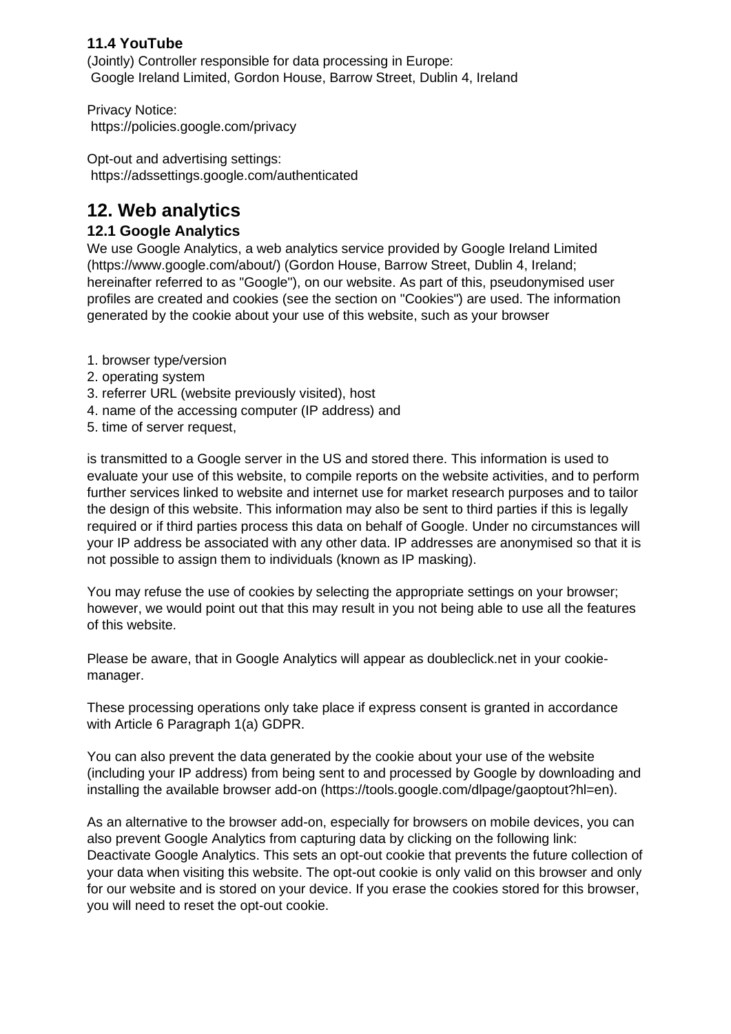### 11.4 YouTube

(Jointly) Controller responsible for data processing in Europe:
Google Ireland Limited, Gordon House, Barrow Street, Dublin 4, Ireland

Privacy Notice:
https://policies.google.com/privacy

Opt-out and advertising settings:
https://adssettings.google.com/authenticated

## 12. Web analytics

### 12.1 Google Analytics

We use Google Analytics, a web analytics service provided by Google Ireland Limited (https://www.google.com/about/) (Gordon House, Barrow Street, Dublin 4, Ireland; hereinafter referred to as "Google"), on our website. As part of this, pseudonymised user profiles are created and cookies (see the section on "Cookies") are used. The information generated by the cookie about your use of this website, such as your browser

1. browser type/version
2. operating system
3. referrer URL (website previously visited), host
4. name of the accessing computer (IP address) and
5. time of server request,

is transmitted to a Google server in the US and stored there. This information is used to evaluate your use of this website, to compile reports on the website activities, and to perform further services linked to website and internet use for market research purposes and to tailor the design of this website. This information may also be sent to third parties if this is legally required or if third parties process this data on behalf of Google. Under no circumstances will your IP address be associated with any other data. IP addresses are anonymised so that it is not possible to assign them to individuals (known as IP masking).

You may refuse the use of cookies by selecting the appropriate settings on your browser; however, we would point out that this may result in you not being able to use all the features of this website.

Please be aware, that in Google Analytics will appear as doubleclick.net in your cookie-manager.

These processing operations only take place if express consent is granted in accordance with Article 6 Paragraph 1(a) GDPR.

You can also prevent the data generated by the cookie about your use of the website (including your IP address) from being sent to and processed by Google by downloading and installing the available browser add-on (https://tools.google.com/dlpage/gaoptout?hl=en).

As an alternative to the browser add-on, especially for browsers on mobile devices, you can also prevent Google Analytics from capturing data by clicking on the following link: Deactivate Google Analytics. This sets an opt-out cookie that prevents the future collection of your data when visiting this website. The opt-out cookie is only valid on this browser and only for our website and is stored on your device. If you erase the cookies stored for this browser, you will need to reset the opt-out cookie.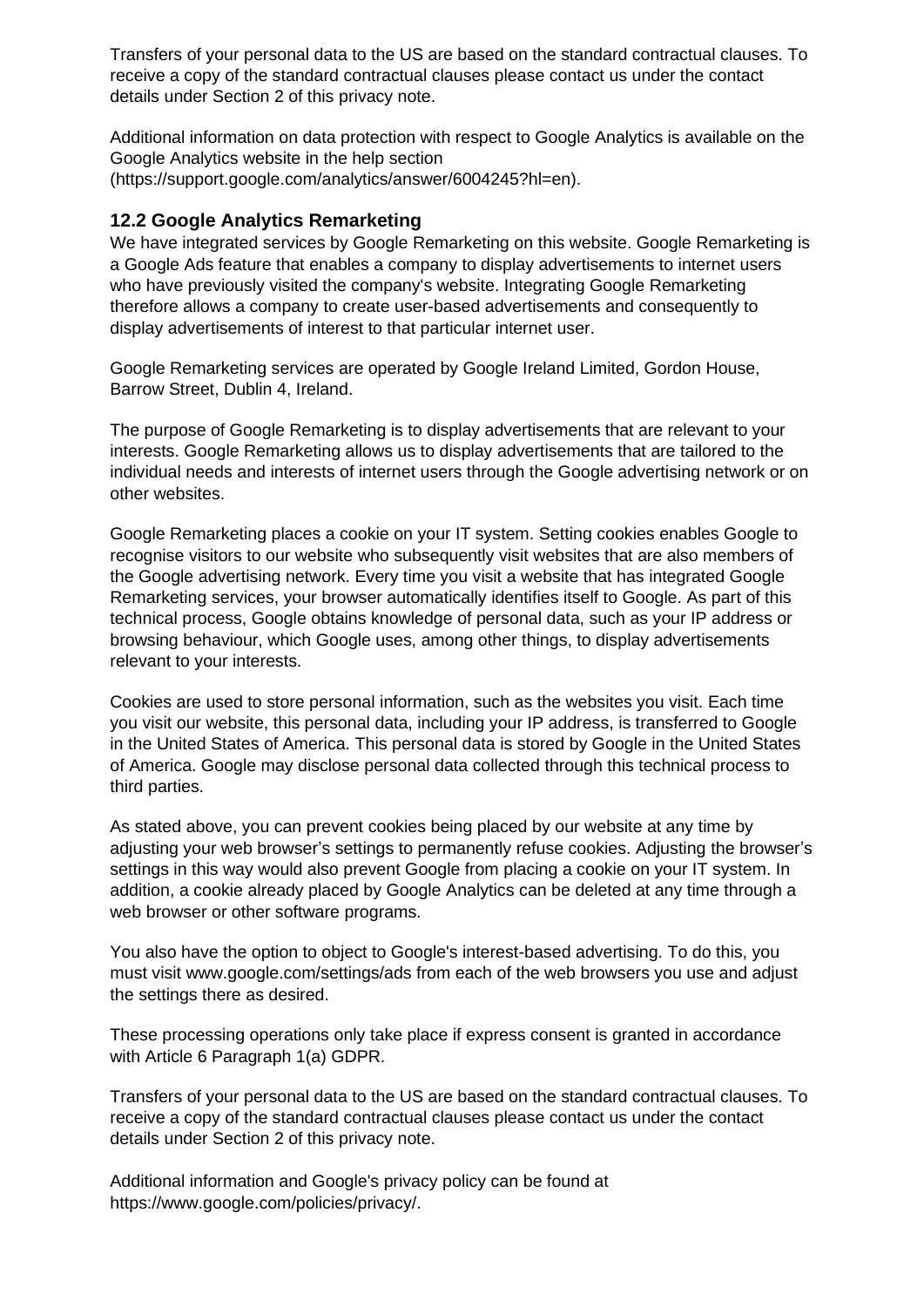Transfers of your personal data to the US are based on the standard contractual clauses. To receive a copy of the standard contractual clauses please contact us under the contact details under Section 2 of this privacy note.

Additional information on data protection with respect to Google Analytics is available on the Google Analytics website in the help section (https://support.google.com/analytics/answer/6004245?hl=en).

### 12.2 Google Analytics Remarketing

We have integrated services by Google Remarketing on this website. Google Remarketing is a Google Ads feature that enables a company to display advertisements to internet users who have previously visited the company's website. Integrating Google Remarketing therefore allows a company to create user-based advertisements and consequently to display advertisements of interest to that particular internet user.

Google Remarketing services are operated by Google Ireland Limited, Gordon House, Barrow Street, Dublin 4, Ireland.

The purpose of Google Remarketing is to display advertisements that are relevant to your interests. Google Remarketing allows us to display advertisements that are tailored to the individual needs and interests of internet users through the Google advertising network or on other websites.

Google Remarketing places a cookie on your IT system. Setting cookies enables Google to recognise visitors to our website who subsequently visit websites that are also members of the Google advertising network. Every time you visit a website that has integrated Google Remarketing services, your browser automatically identifies itself to Google. As part of this technical process, Google obtains knowledge of personal data, such as your IP address or browsing behaviour, which Google uses, among other things, to display advertisements relevant to your interests.

Cookies are used to store personal information, such as the websites you visit. Each time you visit our website, this personal data, including your IP address, is transferred to Google in the United States of America. This personal data is stored by Google in the United States of America. Google may disclose personal data collected through this technical process to third parties.

As stated above, you can prevent cookies being placed by our website at any time by adjusting your web browser's settings to permanently refuse cookies. Adjusting the browser's settings in this way would also prevent Google from placing a cookie on your IT system. In addition, a cookie already placed by Google Analytics can be deleted at any time through a web browser or other software programs.

You also have the option to object to Google's interest-based advertising. To do this, you must visit www.google.com/settings/ads from each of the web browsers you use and adjust the settings there as desired.

These processing operations only take place if express consent is granted in accordance with Article 6 Paragraph 1(a) GDPR.

Transfers of your personal data to the US are based on the standard contractual clauses. To receive a copy of the standard contractual clauses please contact us under the contact details under Section 2 of this privacy note.

Additional information and Google's privacy policy can be found at https://www.google.com/policies/privacy/.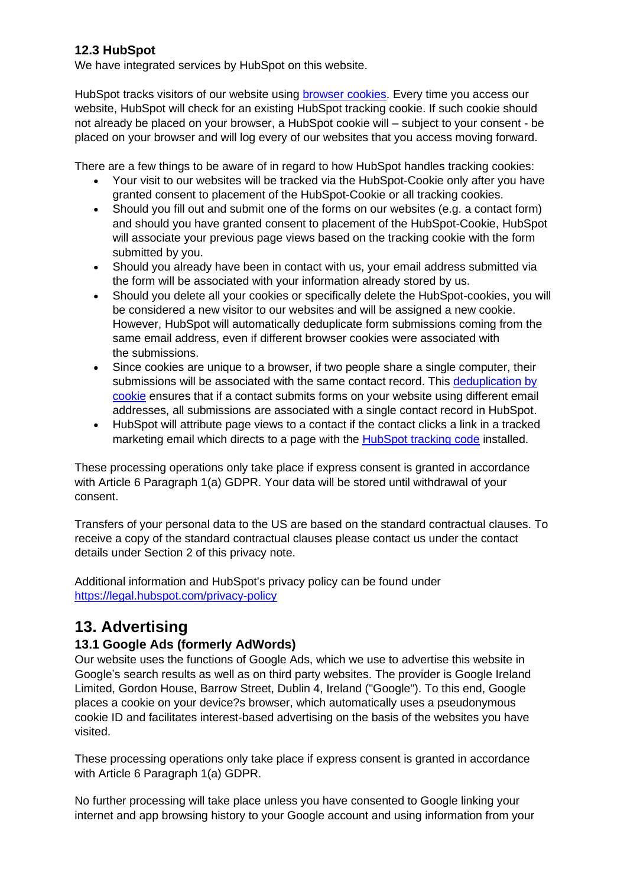### 12.3 HubSpot

We have integrated services by HubSpot on this website.

HubSpot tracks visitors of our website using [browser cookies](). Every time you access our website, HubSpot will check for an existing HubSpot tracking cookie. If such cookie should not already be placed on your browser, a HubSpot cookie will – subject to your consent - be placed on your browser and will log every of our websites that you access moving forward.

There are a few things to be aware of in regard to how HubSpot handles tracking cookies:

- Your visit to our websites will be tracked via the HubSpot-Cookie only after you have granted consent to placement of the HubSpot-Cookie or all tracking cookies.
- Should you fill out and submit one of the forms on our websites (e.g. a contact form) and should you have granted consent to placement of the HubSpot-Cookie, HubSpot will associate your previous page views based on the tracking cookie with the form submitted by you.
- Should you already have been in contact with us, your email address submitted via the form will be associated with your information already stored by us.
- Should you delete all your cookies or specifically delete the HubSpot-cookies, you will be considered a new visitor to our websites and will be assigned a new cookie. However, HubSpot will automatically deduplicate form submissions coming from the same email address, even if different browser cookies were associated with the submissions.
- Since cookies are unique to a browser, if two people share a single computer, their submissions will be associated with the same contact record. This [deduplication by cookie]() ensures that if a contact submits forms on your website using different email addresses, all submissions are associated with a single contact record in HubSpot.
- HubSpot will attribute page views to a contact if the contact clicks a link in a tracked marketing email which directs to a page with the [HubSpot tracking code]() installed.

These processing operations only take place if express consent is granted in accordance with Article 6 Paragraph 1(a) GDPR. Your data will be stored until withdrawal of your consent.

Transfers of your personal data to the US are based on the standard contractual clauses. To receive a copy of the standard contractual clauses please contact us under the contact details under Section 2 of this privacy note.

Additional information and HubSpot's privacy policy can be found under https://legal.hubspot.com/privacy-policy

## 13. Advertising

### 13.1 Google Ads (formerly AdWords)

Our website uses the functions of Google Ads, which we use to advertise this website in Google's search results as well as on third party websites. The provider is Google Ireland Limited, Gordon House, Barrow Street, Dublin 4, Ireland ("Google"). To this end, Google places a cookie on your device?s browser, which automatically uses a pseudonymous cookie ID and facilitates interest-based advertising on the basis of the websites you have visited.

These processing operations only take place if express consent is granted in accordance with Article 6 Paragraph 1(a) GDPR.

No further processing will take place unless you have consented to Google linking your internet and app browsing history to your Google account and using information from your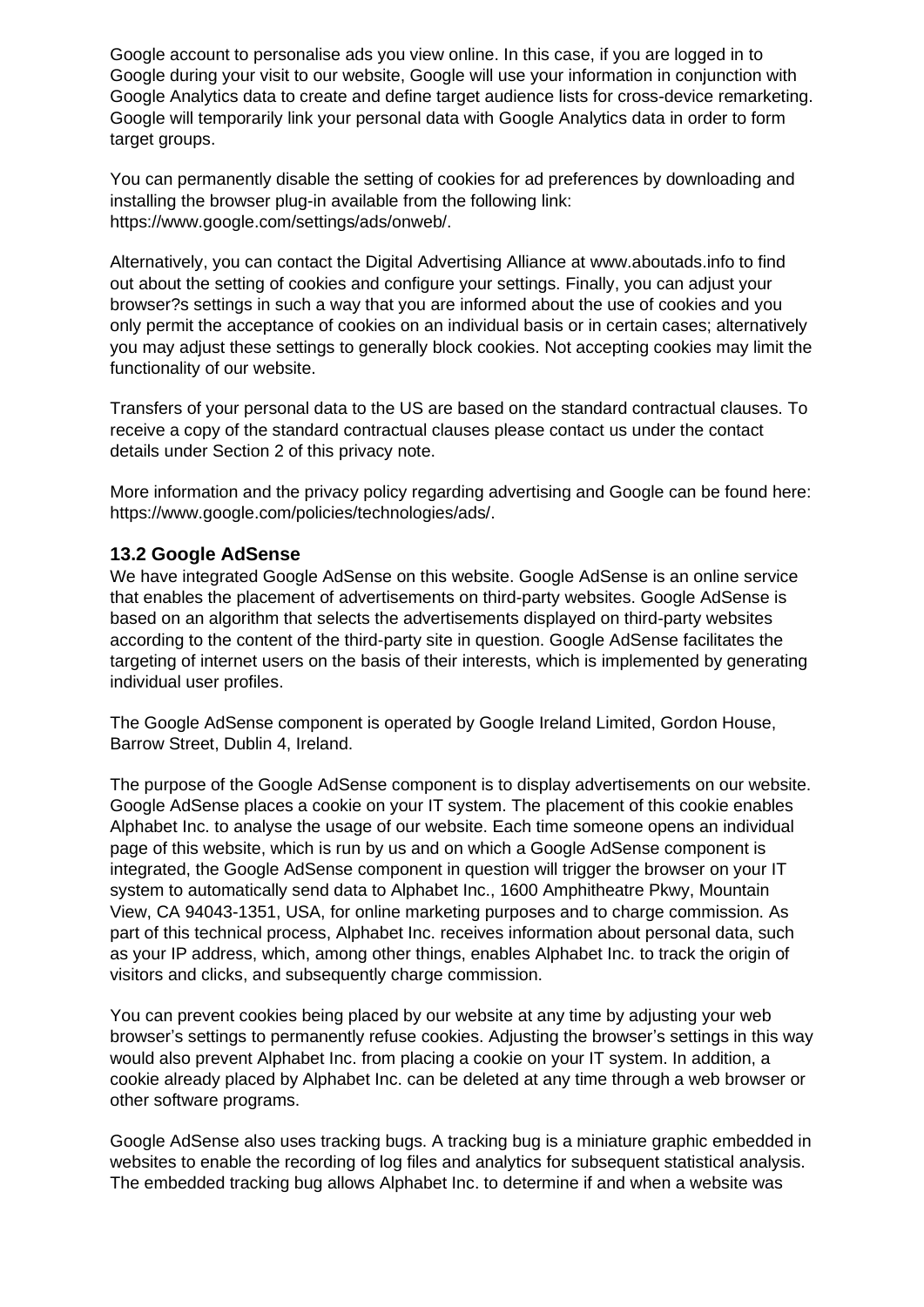Google account to personalise ads you view online. In this case, if you are logged in to Google during your visit to our website, Google will use your information in conjunction with Google Analytics data to create and define target audience lists for cross-device remarketing. Google will temporarily link your personal data with Google Analytics data in order to form target groups.

You can permanently disable the setting of cookies for ad preferences by downloading and installing the browser plug-in available from the following link: https://www.google.com/settings/ads/onweb/.

Alternatively, you can contact the Digital Advertising Alliance at www.aboutads.info to find out about the setting of cookies and configure your settings. Finally, you can adjust your browser?s settings in such a way that you are informed about the use of cookies and you only permit the acceptance of cookies on an individual basis or in certain cases; alternatively you may adjust these settings to generally block cookies. Not accepting cookies may limit the functionality of our website.

Transfers of your personal data to the US are based on the standard contractual clauses. To receive a copy of the standard contractual clauses please contact us under the contact details under Section 2 of this privacy note.

More information and the privacy policy regarding advertising and Google can be found here: https://www.google.com/policies/technologies/ads/.

### 13.2 Google AdSense

We have integrated Google AdSense on this website. Google AdSense is an online service that enables the placement of advertisements on third-party websites. Google AdSense is based on an algorithm that selects the advertisements displayed on third-party websites according to the content of the third-party site in question. Google AdSense facilitates the targeting of internet users on the basis of their interests, which is implemented by generating individual user profiles.

The Google AdSense component is operated by Google Ireland Limited, Gordon House, Barrow Street, Dublin 4, Ireland.

The purpose of the Google AdSense component is to display advertisements on our website. Google AdSense places a cookie on your IT system. The placement of this cookie enables Alphabet Inc. to analyse the usage of our website. Each time someone opens an individual page of this website, which is run by us and on which a Google AdSense component is integrated, the Google AdSense component in question will trigger the browser on your IT system to automatically send data to Alphabet Inc., 1600 Amphitheatre Pkwy, Mountain View, CA 94043-1351, USA, for online marketing purposes and to charge commission. As part of this technical process, Alphabet Inc. receives information about personal data, such as your IP address, which, among other things, enables Alphabet Inc. to track the origin of visitors and clicks, and subsequently charge commission.

You can prevent cookies being placed by our website at any time by adjusting your web browser's settings to permanently refuse cookies. Adjusting the browser's settings in this way would also prevent Alphabet Inc. from placing a cookie on your IT system. In addition, a cookie already placed by Alphabet Inc. can be deleted at any time through a web browser or other software programs.

Google AdSense also uses tracking bugs. A tracking bug is a miniature graphic embedded in websites to enable the recording of log files and analytics for subsequent statistical analysis. The embedded tracking bug allows Alphabet Inc. to determine if and when a website was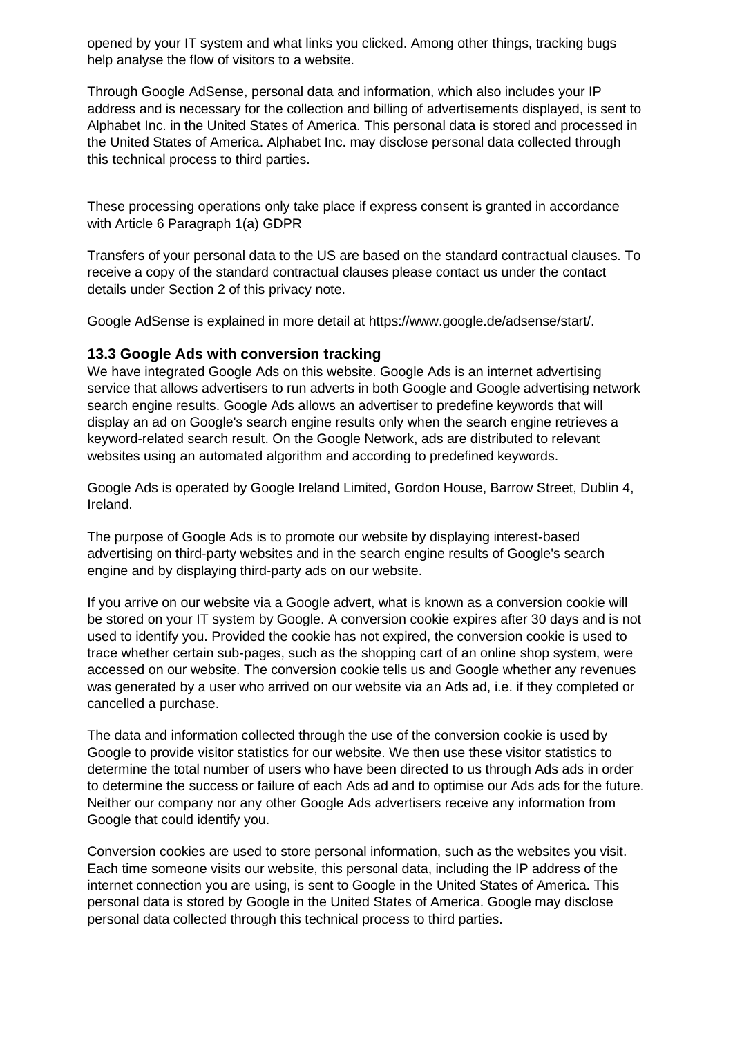opened by your IT system and what links you clicked. Among other things, tracking bugs help analyse the flow of visitors to a website.

Through Google AdSense, personal data and information, which also includes your IP address and is necessary for the collection and billing of advertisements displayed, is sent to Alphabet Inc. in the United States of America. This personal data is stored and processed in the United States of America. Alphabet Inc. may disclose personal data collected through this technical process to third parties.

These processing operations only take place if express consent is granted in accordance with Article 6 Paragraph 1(a) GDPR

Transfers of your personal data to the US are based on the standard contractual clauses. To receive a copy of the standard contractual clauses please contact us under the contact details under Section 2 of this privacy note.

Google AdSense is explained in more detail at https://www.google.de/adsense/start/.

### 13.3 Google Ads with conversion tracking

We have integrated Google Ads on this website. Google Ads is an internet advertising service that allows advertisers to run adverts in both Google and Google advertising network search engine results. Google Ads allows an advertiser to predefine keywords that will display an ad on Google's search engine results only when the search engine retrieves a keyword-related search result. On the Google Network, ads are distributed to relevant websites using an automated algorithm and according to predefined keywords.

Google Ads is operated by Google Ireland Limited, Gordon House, Barrow Street, Dublin 4, Ireland.

The purpose of Google Ads is to promote our website by displaying interest-based advertising on third-party websites and in the search engine results of Google's search engine and by displaying third-party ads on our website.

If you arrive on our website via a Google advert, what is known as a conversion cookie will be stored on your IT system by Google. A conversion cookie expires after 30 days and is not used to identify you. Provided the cookie has not expired, the conversion cookie is used to trace whether certain sub-pages, such as the shopping cart of an online shop system, were accessed on our website. The conversion cookie tells us and Google whether any revenues was generated by a user who arrived on our website via an Ads ad, i.e. if they completed or cancelled a purchase.

The data and information collected through the use of the conversion cookie is used by Google to provide visitor statistics for our website. We then use these visitor statistics to determine the total number of users who have been directed to us through Ads ads in order to determine the success or failure of each Ads ad and to optimise our Ads ads for the future. Neither our company nor any other Google Ads advertisers receive any information from Google that could identify you.

Conversion cookies are used to store personal information, such as the websites you visit. Each time someone visits our website, this personal data, including the IP address of the internet connection you are using, is sent to Google in the United States of America. This personal data is stored by Google in the United States of America. Google may disclose personal data collected through this technical process to third parties.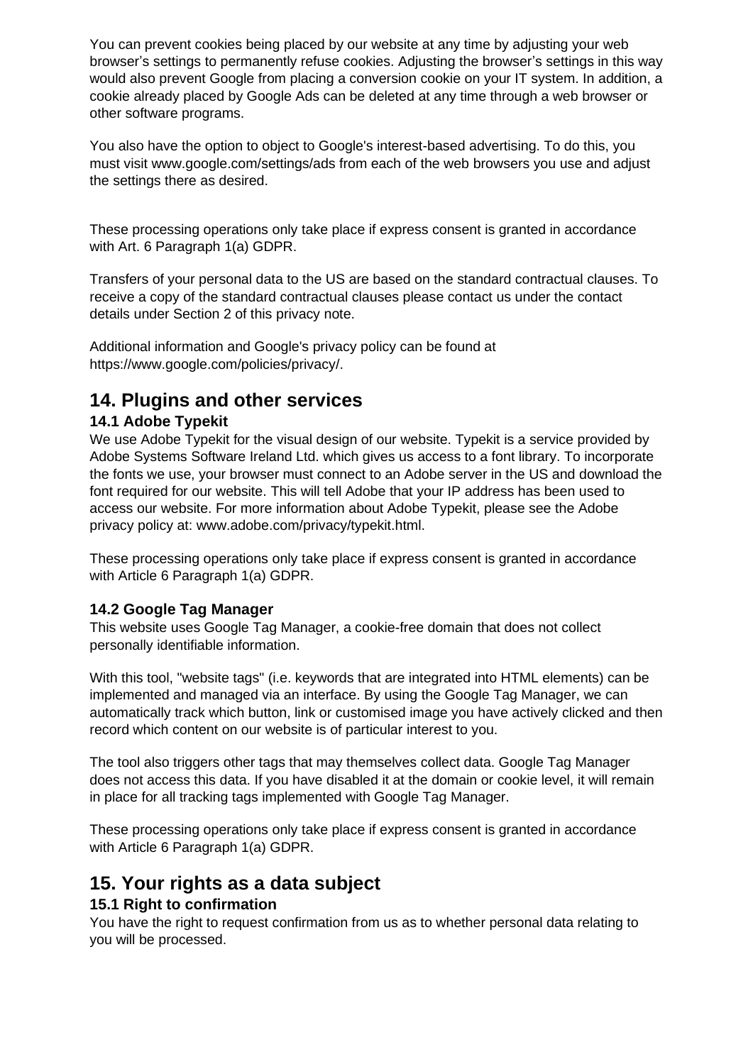You can prevent cookies being placed by our website at any time by adjusting your web browser's settings to permanently refuse cookies. Adjusting the browser's settings in this way would also prevent Google from placing a conversion cookie on your IT system. In addition, a cookie already placed by Google Ads can be deleted at any time through a web browser or other software programs.

You also have the option to object to Google's interest-based advertising. To do this, you must visit www.google.com/settings/ads from each of the web browsers you use and adjust the settings there as desired.

These processing operations only take place if express consent is granted in accordance with Art. 6 Paragraph 1(a) GDPR.

Transfers of your personal data to the US are based on the standard contractual clauses. To receive a copy of the standard contractual clauses please contact us under the contact details under Section 2 of this privacy note.

Additional information and Google's privacy policy can be found at https://www.google.com/policies/privacy/.

## 14. Plugins and other services

### 14.1 Adobe Typekit

We use Adobe Typekit for the visual design of our website. Typekit is a service provided by Adobe Systems Software Ireland Ltd. which gives us access to a font library. To incorporate the fonts we use, your browser must connect to an Adobe server in the US and download the font required for our website. This will tell Adobe that your IP address has been used to access our website. For more information about Adobe Typekit, please see the Adobe privacy policy at: www.adobe.com/privacy/typekit.html.

These processing operations only take place if express consent is granted in accordance with Article 6 Paragraph 1(a) GDPR.

### 14.2 Google Tag Manager

This website uses Google Tag Manager, a cookie-free domain that does not collect personally identifiable information.

With this tool, "website tags" (i.e. keywords that are integrated into HTML elements) can be implemented and managed via an interface. By using the Google Tag Manager, we can automatically track which button, link or customised image you have actively clicked and then record which content on our website is of particular interest to you.

The tool also triggers other tags that may themselves collect data. Google Tag Manager does not access this data. If you have disabled it at the domain or cookie level, it will remain in place for all tracking tags implemented with Google Tag Manager.

These processing operations only take place if express consent is granted in accordance with Article 6 Paragraph 1(a) GDPR.

## 15. Your rights as a data subject

### 15.1 Right to confirmation

You have the right to request confirmation from us as to whether personal data relating to you will be processed.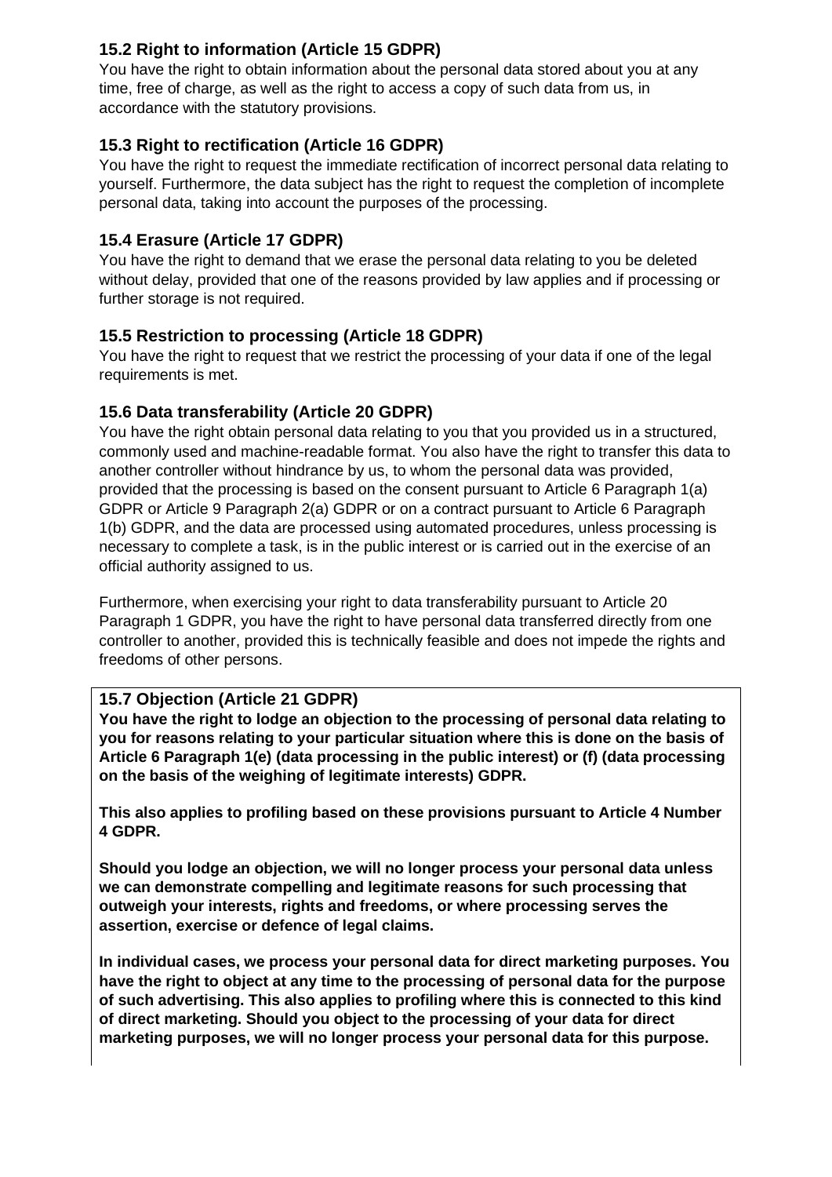### 15.2 Right to information (Article 15 GDPR)

You have the right to obtain information about the personal data stored about you at any time, free of charge, as well as the right to access a copy of such data from us, in accordance with the statutory provisions.

### 15.3 Right to rectification (Article 16 GDPR)

You have the right to request the immediate rectification of incorrect personal data relating to yourself. Furthermore, the data subject has the right to request the completion of incomplete personal data, taking into account the purposes of the processing.

### 15.4 Erasure (Article 17 GDPR)

You have the right to demand that we erase the personal data relating to you be deleted without delay, provided that one of the reasons provided by law applies and if processing or further storage is not required.

### 15.5 Restriction to processing (Article 18 GDPR)

You have the right to request that we restrict the processing of your data if one of the legal requirements is met.

### 15.6 Data transferability (Article 20 GDPR)

You have the right obtain personal data relating to you that you provided us in a structured, commonly used and machine-readable format. You also have the right to transfer this data to another controller without hindrance by us, to whom the personal data was provided, provided that the processing is based on the consent pursuant to Article 6 Paragraph 1(a) GDPR or Article 9 Paragraph 2(a) GDPR or on a contract pursuant to Article 6 Paragraph 1(b) GDPR, and the data are processed using automated procedures, unless processing is necessary to complete a task, is in the public interest or is carried out in the exercise of an official authority assigned to us.

Furthermore, when exercising your right to data transferability pursuant to Article 20 Paragraph 1 GDPR, you have the right to have personal data transferred directly from one controller to another, provided this is technically feasible and does not impede the rights and freedoms of other persons.

### 15.7 Objection (Article 21 GDPR)

**You have the right to lodge an objection to the processing of personal data relating to you for reasons relating to your particular situation where this is done on the basis of Article 6 Paragraph 1(e) (data processing in the public interest) or (f) (data processing on the basis of the weighing of legitimate interests) GDPR.**

**This also applies to profiling based on these provisions pursuant to Article 4 Number 4 GDPR.**

**Should you lodge an objection, we will no longer process your personal data unless we can demonstrate compelling and legitimate reasons for such processing that outweigh your interests, rights and freedoms, or where processing serves the assertion, exercise or defence of legal claims.**

**In individual cases, we process your personal data for direct marketing purposes. You have the right to object at any time to the processing of personal data for the purpose of such advertising. This also applies to profiling where this is connected to this kind of direct marketing. Should you object to the processing of your data for direct marketing purposes, we will no longer process your personal data for this purpose.**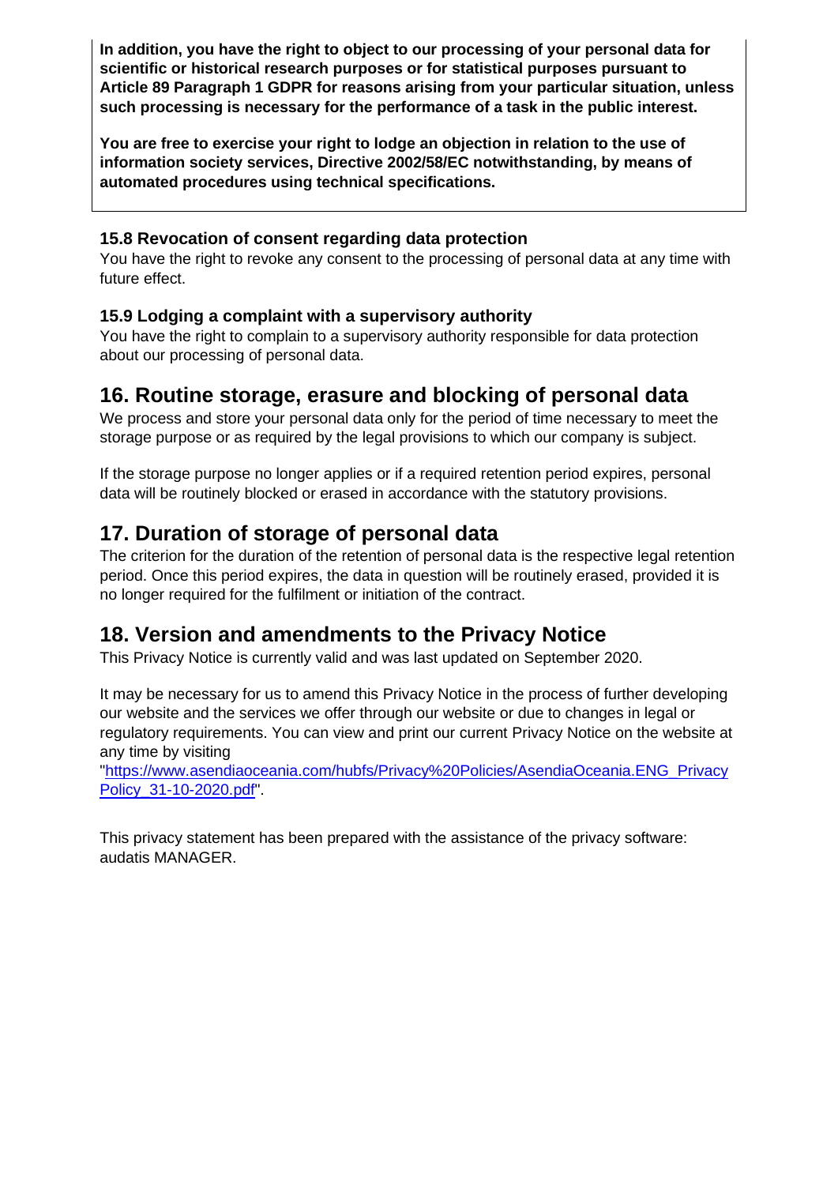**In addition, you have the right to object to our processing of your personal data for scientific or historical research purposes or for statistical purposes pursuant to Article 89 Paragraph 1 GDPR for reasons arising from your particular situation, unless such processing is necessary for the performance of a task in the public interest.**

**You are free to exercise your right to lodge an objection in relation to the use of information society services, Directive 2002/58/EC notwithstanding, by means of automated procedures using technical specifications.**

### 15.8 Revocation of consent regarding data protection

You have the right to revoke any consent to the processing of personal data at any time with future effect.

### 15.9 Lodging a complaint with a supervisory authority

You have the right to complain to a supervisory authority responsible for data protection about our processing of personal data.

## 16. Routine storage, erasure and blocking of personal data

We process and store your personal data only for the period of time necessary to meet the storage purpose or as required by the legal provisions to which our company is subject.

If the storage purpose no longer applies or if a required retention period expires, personal data will be routinely blocked or erased in accordance with the statutory provisions.

## 17. Duration of storage of personal data

The criterion for the duration of the retention of personal data is the respective legal retention period. Once this period expires, the data in question will be routinely erased, provided it is no longer required for the fulfilment or initiation of the contract.

## 18. Version and amendments to the Privacy Notice

This Privacy Notice is currently valid and was last updated on September 2020.

It may be necessary for us to amend this Privacy Notice in the process of further developing our website and the services we offer through our website or due to changes in legal or regulatory requirements. You can view and print our current Privacy Notice on the website at any time by visiting "https://www.asendiaoceania.com/hubfs/Privacy%20Policies/AsendiaOceania.ENG_PrivacyPolicy_31-10-2020.pdf".

This privacy statement has been prepared with the assistance of the privacy software: audatis MANAGER.